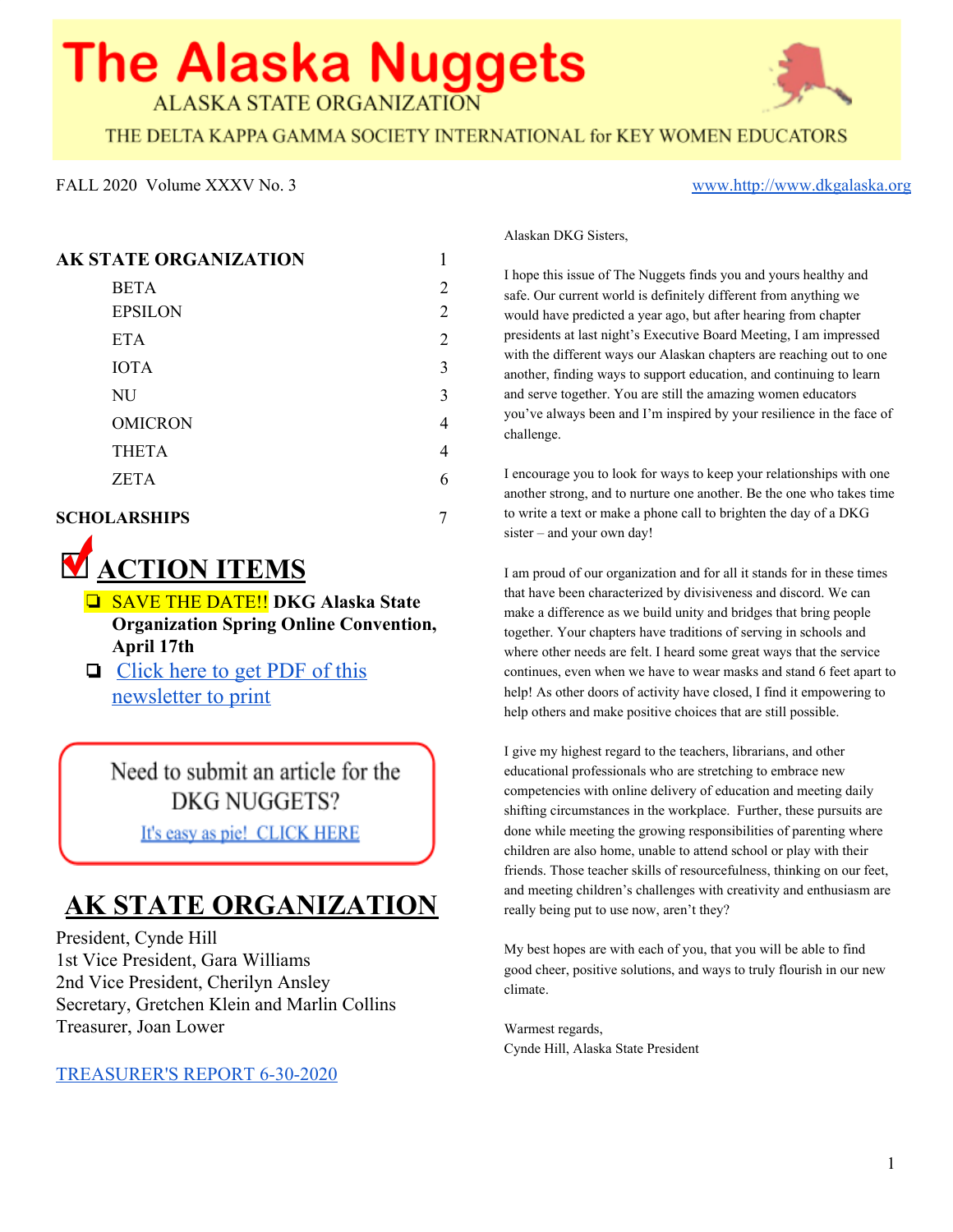# The Alaska Nuggets

ALASKA STATE ORGANIZATION

THE DELTA KAPPA GAMMA SOCIETY INTERNATIONAL for KEY WOMEN EDUCATORS

FALL 2020 Volume XXXV No. 3

www.http://www.dkgalaska.org

| | |
|---|---|
| **AK STATE ORGANIZATION** | 1 |
| BETA | 2 |
| EPSILON | 2 |
| ETA | 2 |
| IOTA | 3 |
| NU | 3 |
| OMICRON | 4 |
| THETA | 4 |
| ZETA | 6 |
| **SCHOLARSHIPS** | 7 |

## ACTION ITEMS

- SAVE THE DATE!! **DKG Alaska State Organization Spring Online Convention, April 17th**
- Click here to get PDF of this newsletter to print

Need to submit an article for the DKG NUGGETS?
It's easy as pie! CLICK HERE

## AK STATE ORGANIZATION

President, Cynde Hill
1st Vice President, Gara Williams
2nd Vice President, Cherilyn Ansley
Secretary, Gretchen Klein and Marlin Collins
Treasurer, Joan Lower

TREASURER'S REPORT 6-30-2020

Alaskan DKG Sisters,

I hope this issue of The Nuggets finds you and yours healthy and safe. Our current world is definitely different from anything we would have predicted a year ago, but after hearing from chapter presidents at last night's Executive Board Meeting, I am impressed with the different ways our Alaskan chapters are reaching out to one another, finding ways to support education, and continuing to learn and serve together. You are still the amazing women educators you've always been and I'm inspired by your resilience in the face of challenge.

I encourage you to look for ways to keep your relationships with one another strong, and to nurture one another. Be the one who takes time to write a text or make a phone call to brighten the day of a DKG sister – and your own day!

I am proud of our organization and for all it stands for in these times that have been characterized by divisiveness and discord. We can make a difference as we build unity and bridges that bring people together. Your chapters have traditions of serving in schools and where other needs are felt. I heard some great ways that the service continues, even when we have to wear masks and stand 6 feet apart to help! As other doors of activity have closed, I find it empowering to help others and make positive choices that are still possible.

I give my highest regard to the teachers, librarians, and other educational professionals who are stretching to embrace new competencies with online delivery of education and meeting daily shifting circumstances in the workplace. Further, these pursuits are done while meeting the growing responsibilities of parenting where children are also home, unable to attend school or play with their friends. Those teacher skills of resourcefulness, thinking on our feet, and meeting children's challenges with creativity and enthusiasm are really being put to use now, aren't they?

My best hopes are with each of you, that you will be able to find good cheer, positive solutions, and ways to truly flourish in our new climate.

Warmest regards,
Cynde Hill, Alaska State President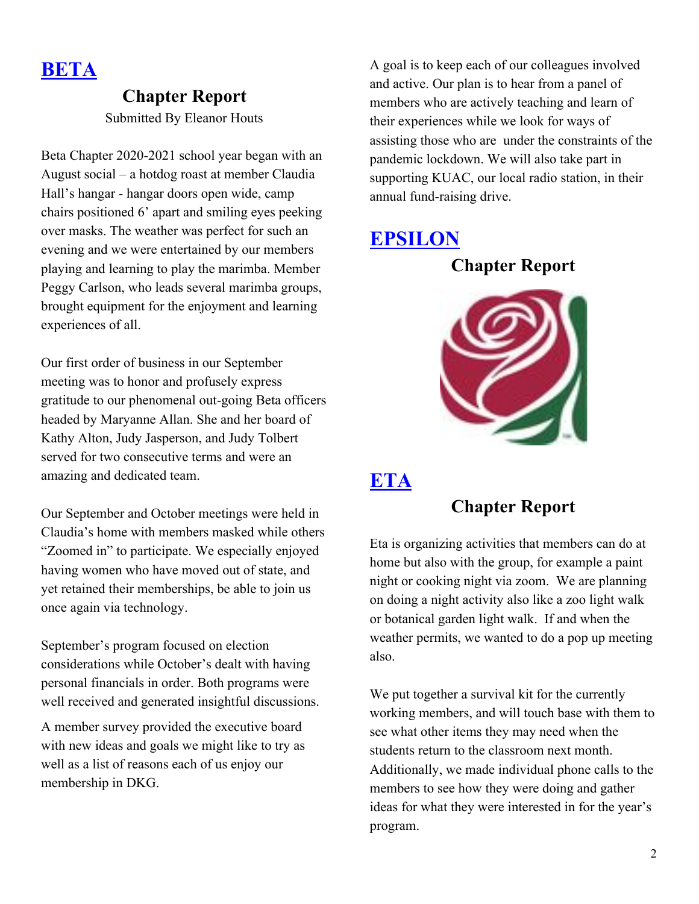## [BETA]

### Chapter Report

Submitted By Eleanor Houts

Beta Chapter 2020-2021 school year began with an August social – a hotdog roast at member Claudia Hall's hangar - hangar doors open wide, camp chairs positioned 6' apart and smiling eyes peeking over masks. The weather was perfect for such an evening and we were entertained by our members playing and learning to play the marimba. Member Peggy Carlson, who leads several marimba groups, brought equipment for the enjoyment and learning experiences of all.

Our first order of business in our September meeting was to honor and profusely express gratitude to our phenomenal out-going Beta officers headed by Maryanne Allan. She and her board of Kathy Alton, Judy Jasperson, and Judy Tolbert served for two consecutive terms and were an amazing and dedicated team.

Our September and October meetings were held in Claudia's home with members masked while others "Zoomed in" to participate. We especially enjoyed having women who have moved out of state, and yet retained their memberships, be able to join us once again via technology.

September's program focused on election considerations while October's dealt with having personal financials in order. Both programs were well received and generated insightful discussions.

A member survey provided the executive board with new ideas and goals we might like to try as well as a list of reasons each of us enjoy our membership in DKG.

A goal is to keep each of our colleagues involved and active. Our plan is to hear from a panel of members who are actively teaching and learn of their experiences while we look for ways of assisting those who are under the constraints of the pandemic lockdown. We will also take part in supporting KUAC, our local radio station, in their annual fund-raising drive.

## [EPSILON]

### Chapter Report

## [ETA]

### Chapter Report

Eta is organizing activities that members can do at home but also with the group, for example a paint night or cooking night via zoom. We are planning on doing a night activity also like a zoo light walk or botanical garden light walk. If and when the weather permits, we wanted to do a pop up meeting also.

We put together a survival kit for the currently working members, and will touch base with them to see what other items they may need when the students return to the classroom next month. Additionally, we made individual phone calls to the members to see how they were doing and gather ideas for what they were interested in for the year's program.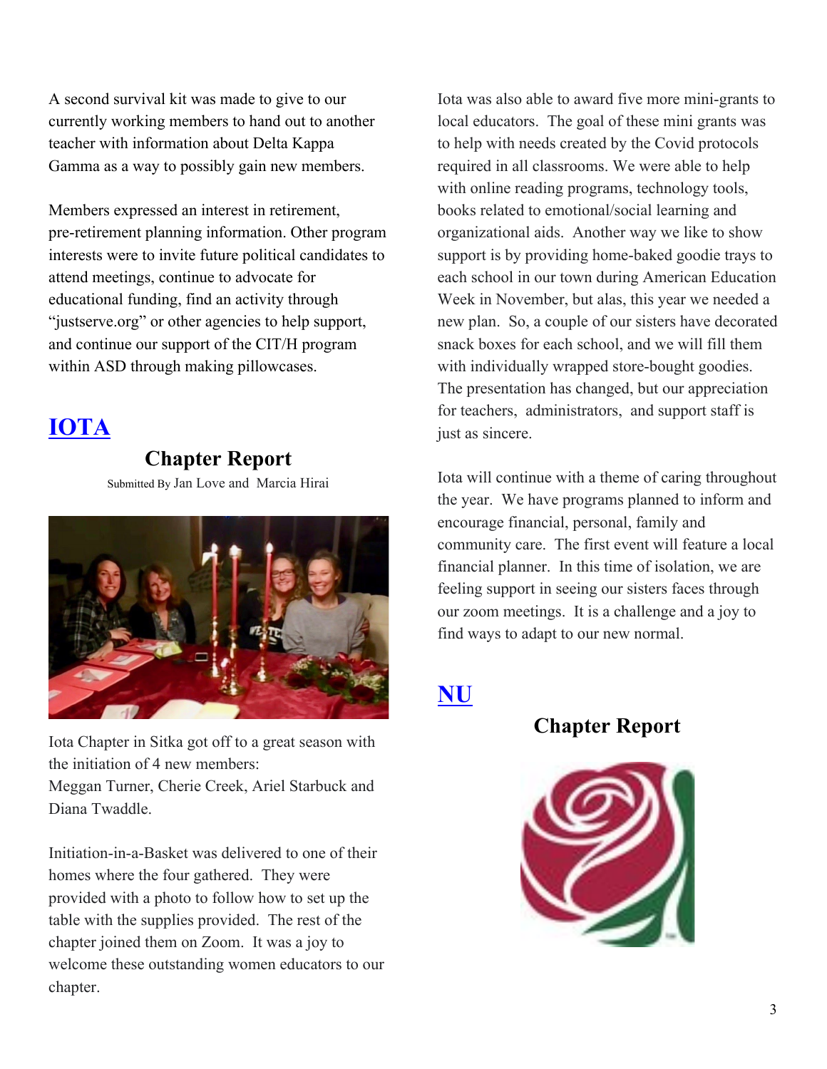A second survival kit was made to give to our currently working members to hand out to another teacher with information about Delta Kappa Gamma as a way to possibly gain new members.

Members expressed an interest in retirement, pre-retirement planning information. Other program interests were to invite future political candidates to attend meetings, continue to advocate for educational funding, find an activity through "justserve.org" or other agencies to help support, and continue our support of the CIT/H program within ASD through making pillowcases.

## IOTA

### Chapter Report

Submitted By Jan Love and Marcia Hirai

Iota Chapter in Sitka got off to a great season with the initiation of 4 new members:
Meggan Turner, Cherie Creek, Ariel Starbuck and Diana Twaddle.

Initiation-in-a-Basket was delivered to one of their homes where the four gathered. They were provided with a photo to follow how to set up the table with the supplies provided. The rest of the chapter joined them on Zoom. It was a joy to welcome these outstanding women educators to our chapter.

Iota was also able to award five more mini-grants to local educators. The goal of these mini grants was to help with needs created by the Covid protocols required in all classrooms. We were able to help with online reading programs, technology tools, books related to emotional/social learning and organizational aids. Another way we like to show support is by providing home-baked goodie trays to each school in our town during American Education Week in November, but alas, this year we needed a new plan. So, a couple of our sisters have decorated snack boxes for each school, and we will fill them with individually wrapped store-bought goodies. The presentation has changed, but our appreciation for teachers, administrators, and support staff is just as sincere.

Iota will continue with a theme of caring throughout the year. We have programs planned to inform and encourage financial, personal, family and community care. The first event will feature a local financial planner. In this time of isolation, we are feeling support in seeing our sisters faces through our zoom meetings. It is a challenge and a joy to find ways to adapt to our new normal.

## NU

### Chapter Report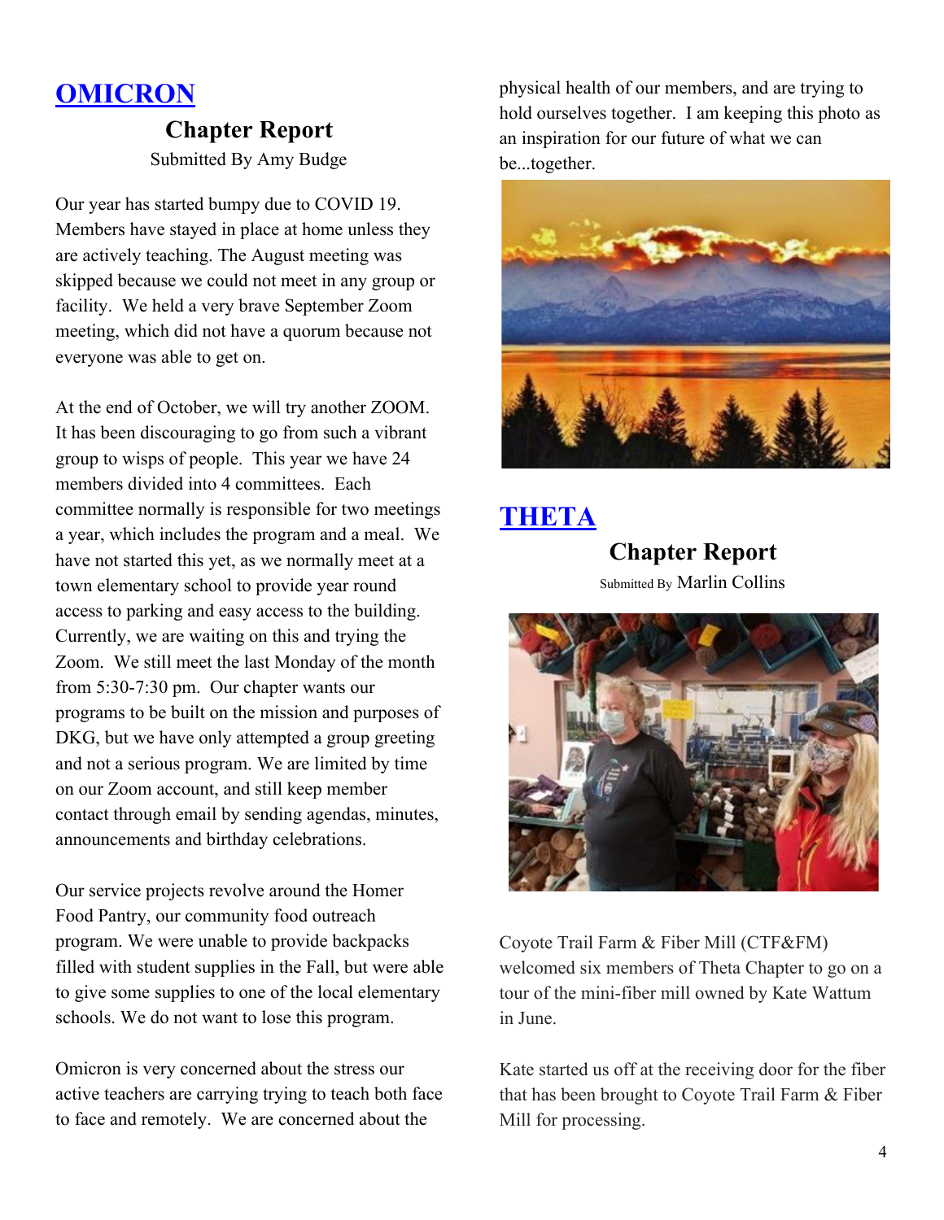## [OMICRON]

### Chapter Report

Submitted By Amy Budge

Our year has started bumpy due to COVID 19. Members have stayed in place at home unless they are actively teaching. The August meeting was skipped because we could not meet in any group or facility. We held a very brave September Zoom meeting, which did not have a quorum because not everyone was able to get on.

At the end of October, we will try another ZOOM. It has been discouraging to go from such a vibrant group to wisps of people. This year we have 24 members divided into 4 committees. Each committee normally is responsible for two meetings a year, which includes the program and a meal. We have not started this yet, as we normally meet at a town elementary school to provide year round access to parking and easy access to the building. Currently, we are waiting on this and trying the Zoom. We still meet the last Monday of the month from 5:30-7:30 pm. Our chapter wants our programs to be built on the mission and purposes of DKG, but we have only attempted a group greeting and not a serious program. We are limited by time on our Zoom account, and still keep member contact through email by sending agendas, minutes, announcements and birthday celebrations.

Our service projects revolve around the Homer Food Pantry, our community food outreach program. We were unable to provide backpacks filled with student supplies in the Fall, but were able to give some supplies to one of the local elementary schools. We do not want to lose this program.

Omicron is very concerned about the stress our active teachers are carrying trying to teach both face to face and remotely. We are concerned about the physical health of our members, and are trying to hold ourselves together. I am keeping this photo as an inspiration for our future of what we can be...together.

## [THETA]

### Chapter Report

Submitted By Marlin Collins

Coyote Trail Farm & Fiber Mill (CTF&FM) welcomed six members of Theta Chapter to go on a tour of the mini-fiber mill owned by Kate Wattum in June.

Kate started us off at the receiving door for the fiber that has been brought to Coyote Trail Farm & Fiber Mill for processing.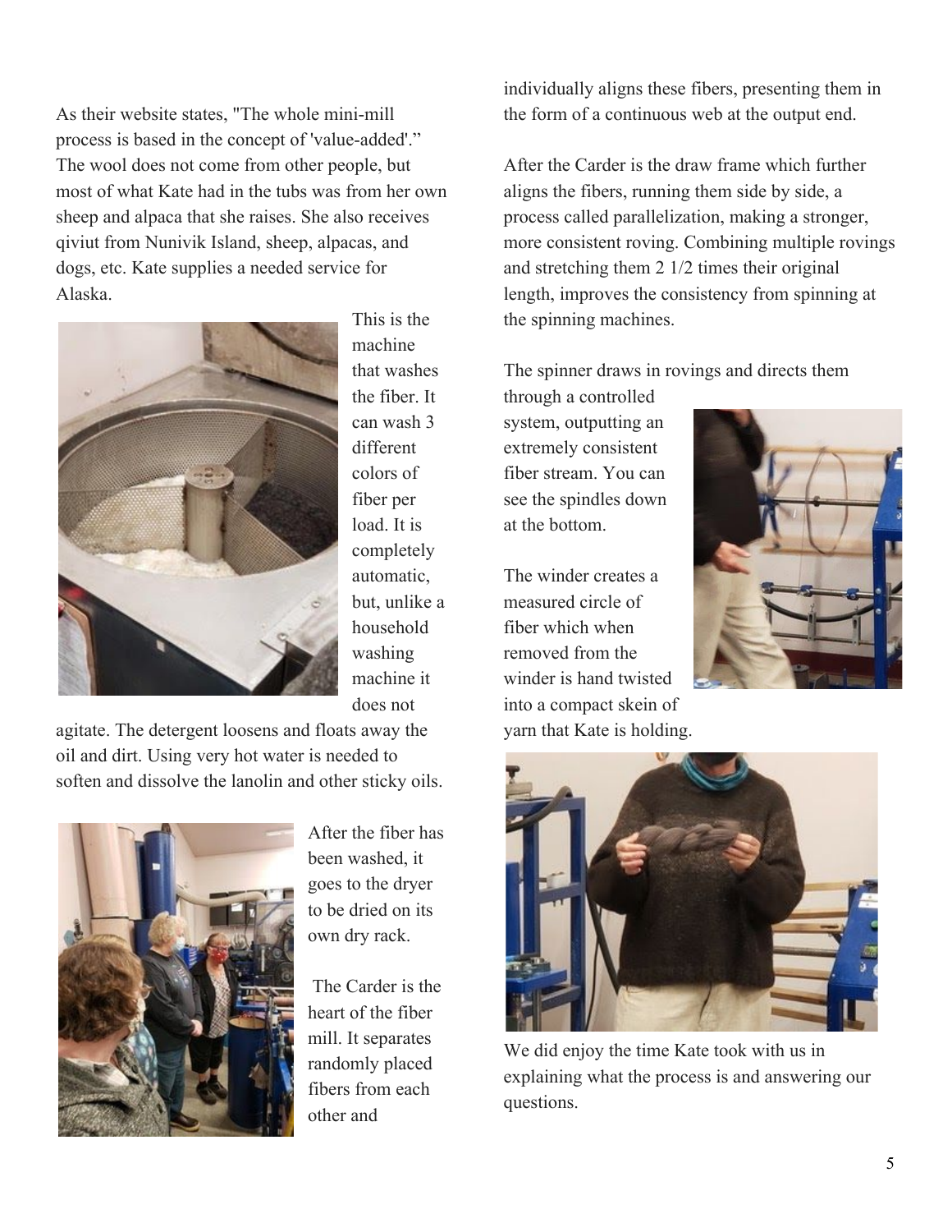As their website states, "The whole mini-mill process is based in the concept of 'value-added'." The wool does not come from other people, but most of what Kate had in the tubs was from her own sheep and alpaca that she raises. She also receives qiviut from Nunivik Island, sheep, alpacas, and dogs, etc. Kate supplies a needed service for Alaska.

This is the machine that washes the fiber. It can wash 3 different colors of fiber per load. It is completely automatic, but, unlike a household washing machine it does not agitate. The detergent loosens and floats away the oil and dirt. Using very hot water is needed to soften and dissolve the lanolin and other sticky oils.

After the fiber has been washed, it goes to the dryer to be dried on its own dry rack.

The Carder is the heart of the fiber mill. It separates randomly placed fibers from each other and individually aligns these fibers, presenting them in the form of a continuous web at the output end.

After the Carder is the draw frame which further aligns the fibers, running them side by side, a process called parallelization, making a stronger, more consistent roving. Combining multiple rovings and stretching them 2 1/2 times their original length, improves the consistency from spinning at the spinning machines.

The spinner draws in rovings and directs them through a controlled system, outputting an extremely consistent fiber stream. You can see the spindles down at the bottom.

The winder creates a measured circle of fiber which when removed from the winder is hand twisted into a compact skein of yarn that Kate is holding.

We did enjoy the time Kate took with us in explaining what the process is and answering our questions.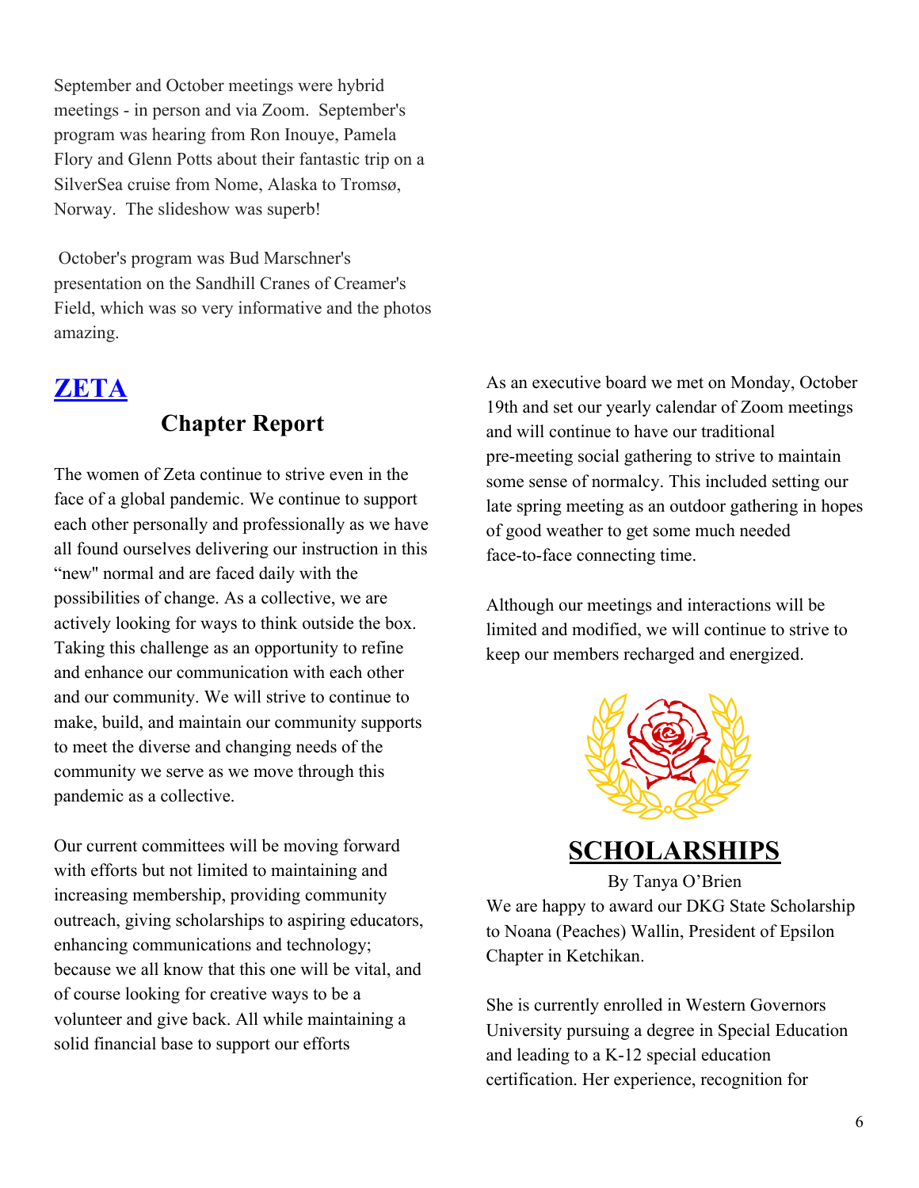September and October meetings were hybrid meetings - in person and via Zoom. September's program was hearing from Ron Inouye, Pamela Flory and Glenn Potts about their fantastic trip on a SilverSea cruise from Nome, Alaska to Tromsø, Norway. The slideshow was superb!

October's program was Bud Marschner's presentation on the Sandhill Cranes of Creamer's Field, which was so very informative and the photos amazing.

## ZETA

### Chapter Report

The women of Zeta continue to strive even in the face of a global pandemic. We continue to support each other personally and professionally as we have all found ourselves delivering our instruction in this “new" normal and are faced daily with the possibilities of change. As a collective, we are actively looking for ways to think outside the box. Taking this challenge as an opportunity to refine and enhance our communication with each other and our community. We will strive to continue to make, build, and maintain our community supports to meet the diverse and changing needs of the community we serve as we move through this pandemic as a collective.

Our current committees will be moving forward with efforts but not limited to maintaining and increasing membership, providing community outreach, giving scholarships to aspiring educators, enhancing communications and technology; because we all know that this one will be vital, and of course looking for creative ways to be a volunteer and give back. All while maintaining a solid financial base to support our efforts

As an executive board we met on Monday, October 19th and set our yearly calendar of Zoom meetings and will continue to have our traditional pre-meeting social gathering to strive to maintain some sense of normalcy. This included setting our late spring meeting as an outdoor gathering in hopes of good weather to get some much needed face-to-face connecting time.

Although our meetings and interactions will be limited and modified, we will continue to strive to keep our members recharged and energized.

## SCHOLARSHIPS

By Tanya O'Brien

We are happy to award our DKG State Scholarship to Noana (Peaches) Wallin, President of Epsilon Chapter in Ketchikan.

She is currently enrolled in Western Governors University pursuing a degree in Special Education and leading to a K-12 special education certification. Her experience, recognition for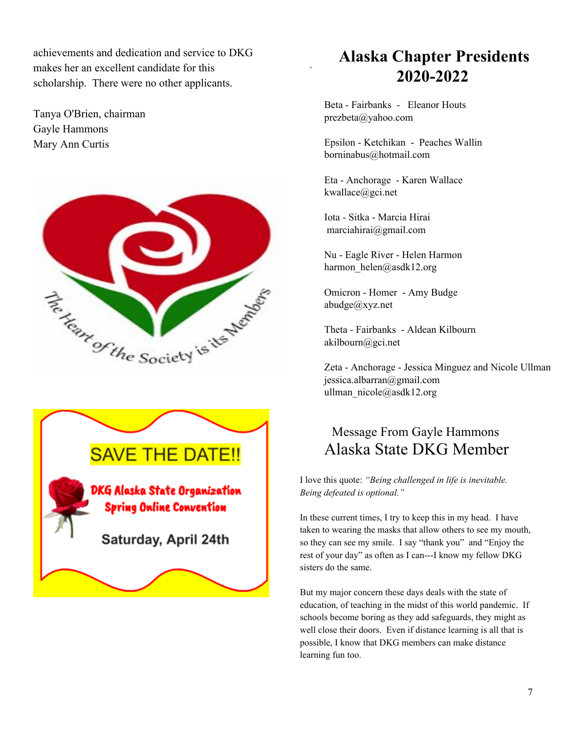achievements and dedication and service to DKG makes her an excellent candidate for this scholarship. There were no other applicants.

Tanya O'Brien, chairman
Gayle Hammons
Mary Ann Curtis

The Heart of the Society is its Members

SAVE THE DATE!!

DKG Alaska State Organization Spring Online Convention

Saturday, April 24th

# Alaska Chapter Presidents 2020-2022

Beta - Fairbanks - Eleanor Houts
prezbeta@yahoo.com

Epsilon - Ketchikan - Peaches Wallin
borninabus@hotmail.com

Eta - Anchorage - Karen Wallace
kwallace@gci.net

Iota - Sitka - Marcia Hirai
marciahirai@gmail.com

Nu - Eagle River - Helen Harmon
harmon_helen@asdk12.org

Omicron - Homer - Amy Budge
abudge@xyz.net

Theta - Fairbanks - Aldean Kilbourn
akilbourn@gci.net

Zeta - Anchorage - Jessica Minguez and Nicole Ullman
jessica.albarran@gmail.com
ullman_nicole@asdk12.org

## Message From Gayle Hammons
## Alaska State DKG Member

I love this quote: *"Being challenged in life is inevitable. Being defeated is optional."*

In these current times, I try to keep this in my head. I have taken to wearing the masks that allow others to see my mouth, so they can see my smile. I say "thank you" and "Enjoy the rest of your day" as often as I can---I know my fellow DKG sisters do the same.

But my major concern these days deals with the state of education, of teaching in the midst of this world pandemic. If schools become boring as they add safeguards, they might as well close their doors. Even if distance learning is all that is possible, I know that DKG members can make distance learning fun too.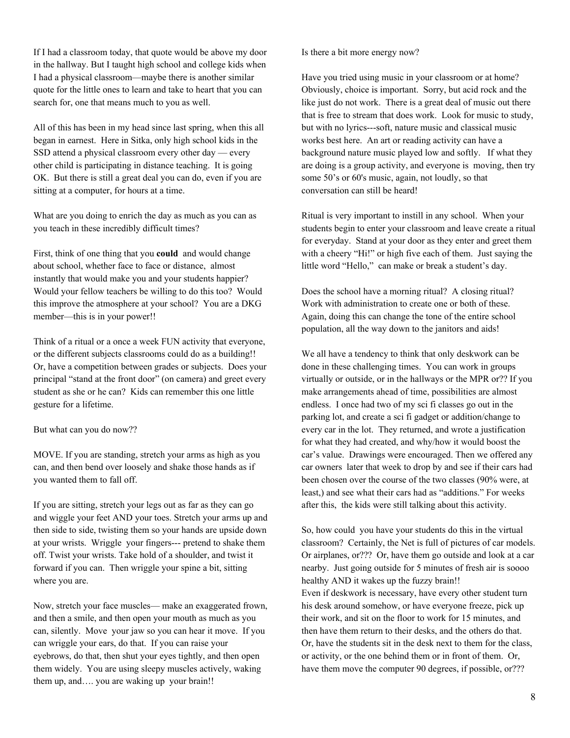If I had a classroom today, that quote would be above my door in the hallway. But I taught high school and college kids when I had a physical classroom—maybe there is another similar quote for the little ones to learn and take to heart that you can search for, one that means much to you as well.

All of this has been in my head since last spring, when this all began in earnest. Here in Sitka, only high school kids in the SSD attend a physical classroom every other day — every other child is participating in distance teaching. It is going OK. But there is still a great deal you can do, even if you are sitting at a computer, for hours at a time.

What are you doing to enrich the day as much as you can as you teach in these incredibly difficult times?

First, think of one thing that you **could** and would change about school, whether face to face or distance, almost instantly that would make you and your students happier? Would your fellow teachers be willing to do this too? Would this improve the atmosphere at your school? You are a DKG member—this is in your power!!

Think of a ritual or a once a week FUN activity that everyone, or the different subjects classrooms could do as a building!! Or, have a competition between grades or subjects. Does your principal "stand at the front door" (on camera) and greet every student as she or he can? Kids can remember this one little gesture for a lifetime.

But what can you do now??

MOVE. If you are standing, stretch your arms as high as you can, and then bend over loosely and shake those hands as if you wanted them to fall off.

If you are sitting, stretch your legs out as far as they can go and wiggle your feet AND your toes. Stretch your arms up and then side to side, twisting them so your hands are upside down at your wrists. Wriggle your fingers--- pretend to shake them off. Twist your wrists. Take hold of a shoulder, and twist it forward if you can. Then wriggle your spine a bit, sitting where you are.

Now, stretch your face muscles— make an exaggerated frown, and then a smile, and then open your mouth as much as you can, silently. Move your jaw so you can hear it move. If you can wriggle your ears, do that. If you can raise your eyebrows, do that, then shut your eyes tightly, and then open them widely. You are using sleepy muscles actively, waking them up, and…. you are waking up your brain!!

Is there a bit more energy now?

Have you tried using music in your classroom or at home? Obviously, choice is important. Sorry, but acid rock and the like just do not work. There is a great deal of music out there that is free to stream that does work. Look for music to study, but with no lyrics---soft, nature music and classical music works best here. An art or reading activity can have a background nature music played low and softly. If what they are doing is a group activity, and everyone is moving, then try some 50's or 60's music, again, not loudly, so that conversation can still be heard!

Ritual is very important to instill in any school. When your students begin to enter your classroom and leave create a ritual for everyday. Stand at your door as they enter and greet them with a cheery "Hi!" or high five each of them. Just saying the little word "Hello," can make or break a student's day.

Does the school have a morning ritual? A closing ritual? Work with administration to create one or both of these. Again, doing this can change the tone of the entire school population, all the way down to the janitors and aids!

We all have a tendency to think that only deskwork can be done in these challenging times. You can work in groups virtually or outside, or in the hallways or the MPR or?? If you make arrangements ahead of time, possibilities are almost endless. I once had two of my sci fi classes go out in the parking lot, and create a sci fi gadget or addition/change to every car in the lot. They returned, and wrote a justification for what they had created, and why/how it would boost the car's value. Drawings were encouraged. Then we offered any car owners later that week to drop by and see if their cars had been chosen over the course of the two classes (90% were, at least,) and see what their cars had as "additions." For weeks after this, the kids were still talking about this activity.

So, how could you have your students do this in the virtual classroom? Certainly, the Net is full of pictures of car models. Or airplanes, or??? Or, have them go outside and look at a car nearby. Just going outside for 5 minutes of fresh air is soooo healthy AND it wakes up the fuzzy brain!!
Even if deskwork is necessary, have every other student turn his desk around somehow, or have everyone freeze, pick up their work, and sit on the floor to work for 15 minutes, and then have them return to their desks, and the others do that. Or, have the students sit in the desk next to them for the class, or activity, or the one behind them or in front of them. Or, have them move the computer 90 degrees, if possible, or???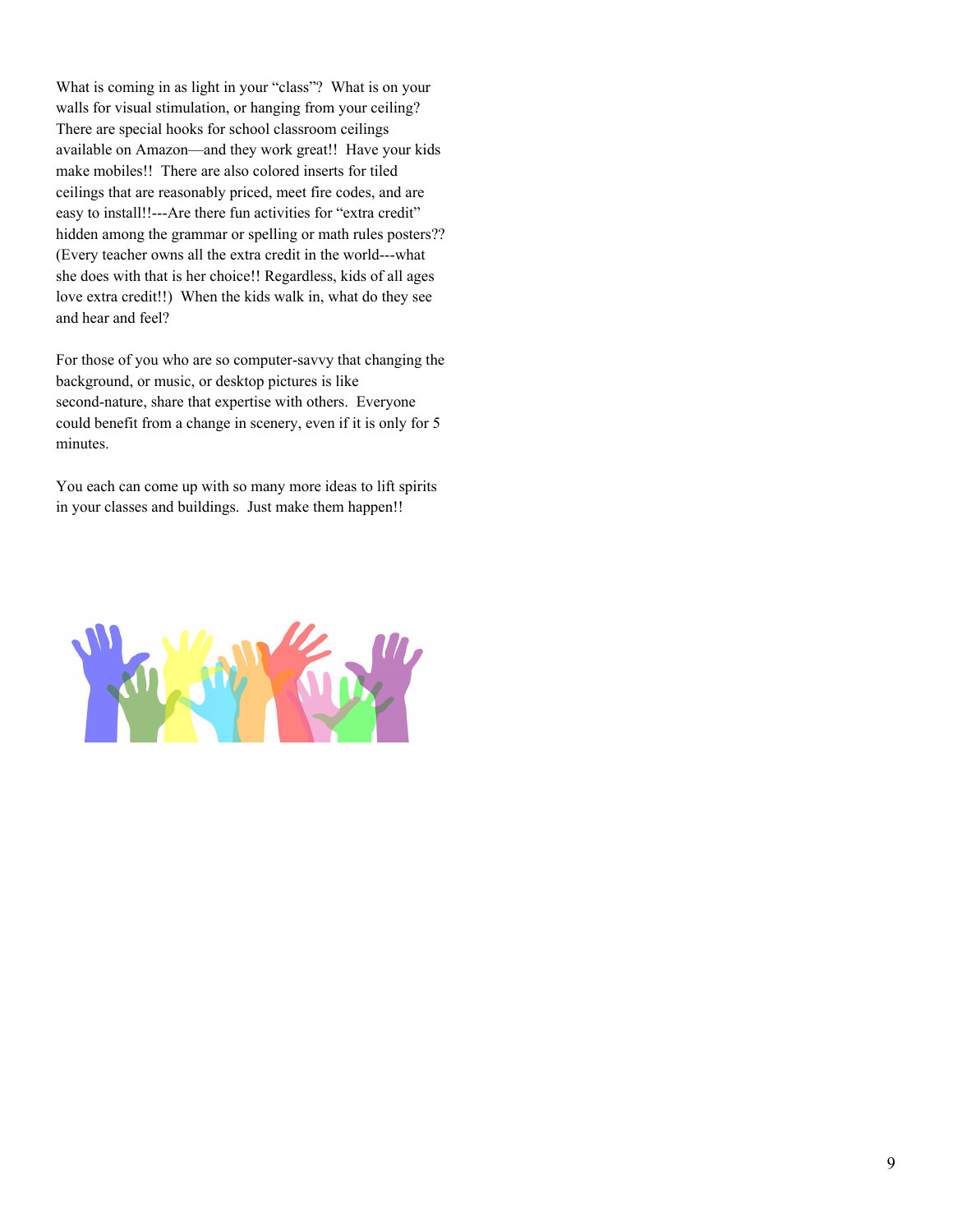What is coming in as light in your "class"? What is on your walls for visual stimulation, or hanging from your ceiling? There are special hooks for school classroom ceilings available on Amazon—and they work great!! Have your kids make mobiles!! There are also colored inserts for tiled ceilings that are reasonably priced, meet fire codes, and are easy to install!!---Are there fun activities for "extra credit" hidden among the grammar or spelling or math rules posters?? (Every teacher owns all the extra credit in the world---what she does with that is her choice!! Regardless, kids of all ages love extra credit!!) When the kids walk in, what do they see and hear and feel?

For those of you who are so computer-savvy that changing the background, or music, or desktop pictures is like second-nature, share that expertise with others. Everyone could benefit from a change in scenery, even if it is only for 5 minutes.

You each can come up with so many more ideas to lift spirits in your classes and buildings. Just make them happen!!